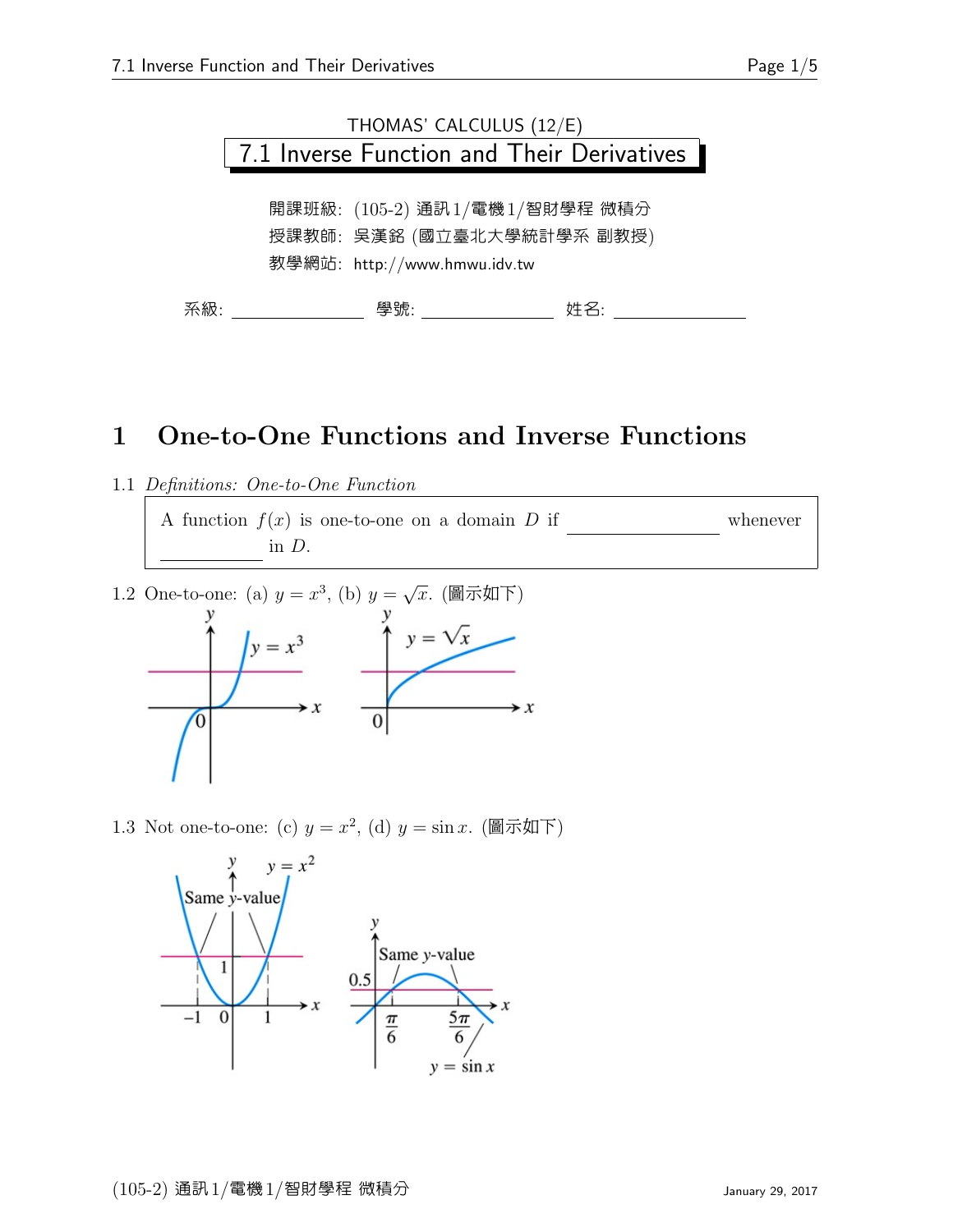THOMAS' CALCULUS (12/E)

# 7.1 Inverse Function and Their Derivatives

開課班級: (105-2) 通訊1/電機1/智財學程 微積分

授課教師: 吳漢銘 (國立臺北大學統計學系 副教授)

教學網站: http://www.hmwu.idv.tw

系級: ______________ 學號: ______________ 姓名: ______________

## 1 One-to-One Functions and Inverse Functions

1.1 *Definitions: One-to-One Function*

> A function $f(x)$ is one-to-one on a domain $D$ if ______________ whenever ____________ in $D$.

1.2 One-to-one: (a) $y = x^3$, (b) $y = \sqrt{x}$. (圖示如下)

1.3 Not one-to-one: (c) $y = x^2$, (d) $y = \sin x$. (圖示如下)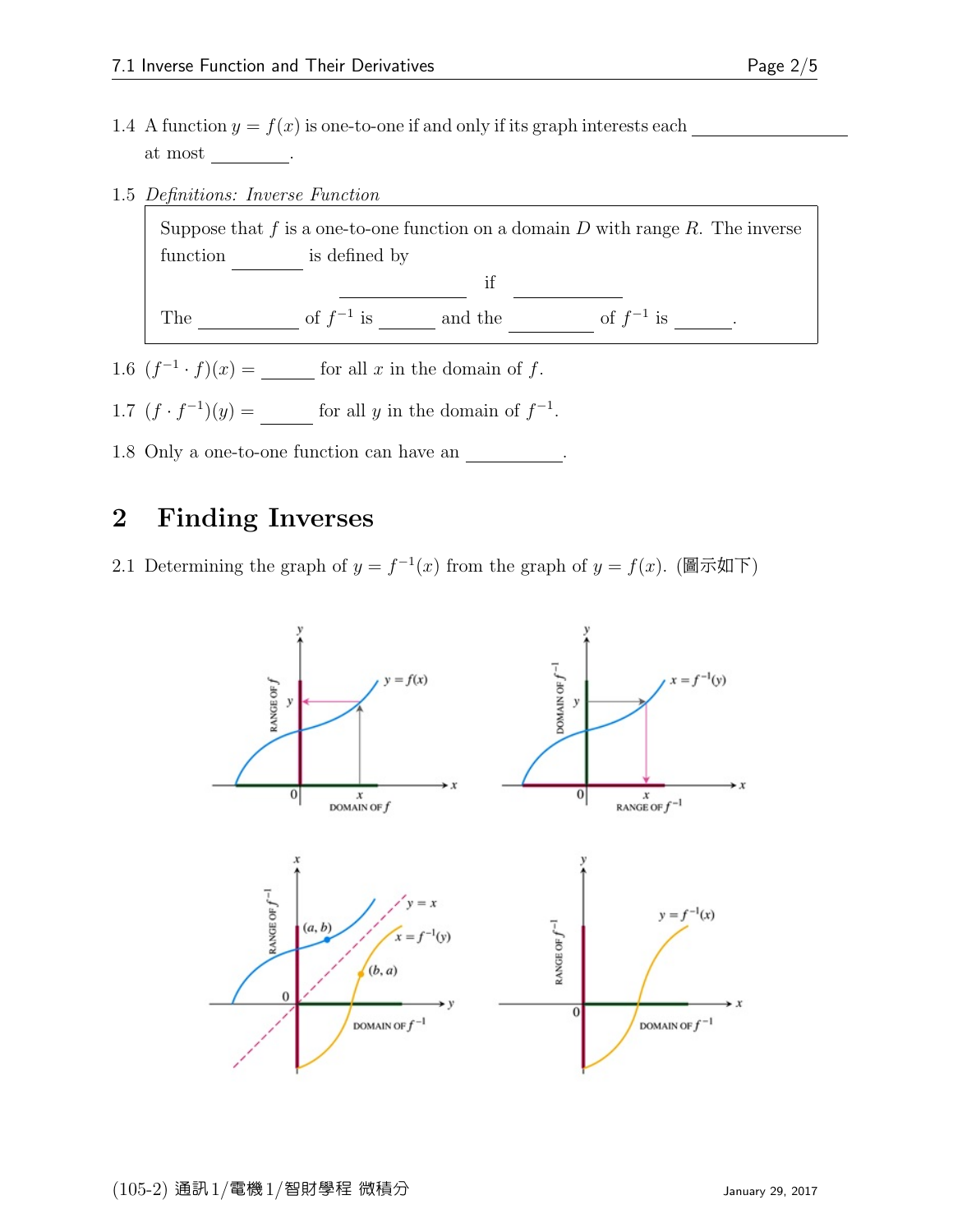1.4 A function $y = f(x)$ is one-to-one if and only if its graph interests each ________________ at most ________.

1.5 *Definitions: Inverse Function*

> Suppose that $f$ is a one-to-one function on a domain $D$ with range $R$. The inverse function ________ is defined by
>
> ______________ if ____________
>
> The ____________ of $f^{-1}$ is ______ and the __________ of $f^{-1}$ is ______.

1.6 $(f^{-1} \cdot f)(x) =$ ______ for all $x$ in the domain of $f$.

1.7 $(f \cdot f^{-1})(y) =$ ______ for all $y$ in the domain of $f^{-1}$.

1.8 Only a one-to-one function can have an __________.

## 2 Finding Inverses

2.1 Determining the graph of $y = f^{-1}(x)$ from the graph of $y = f(x)$. (圖示如下)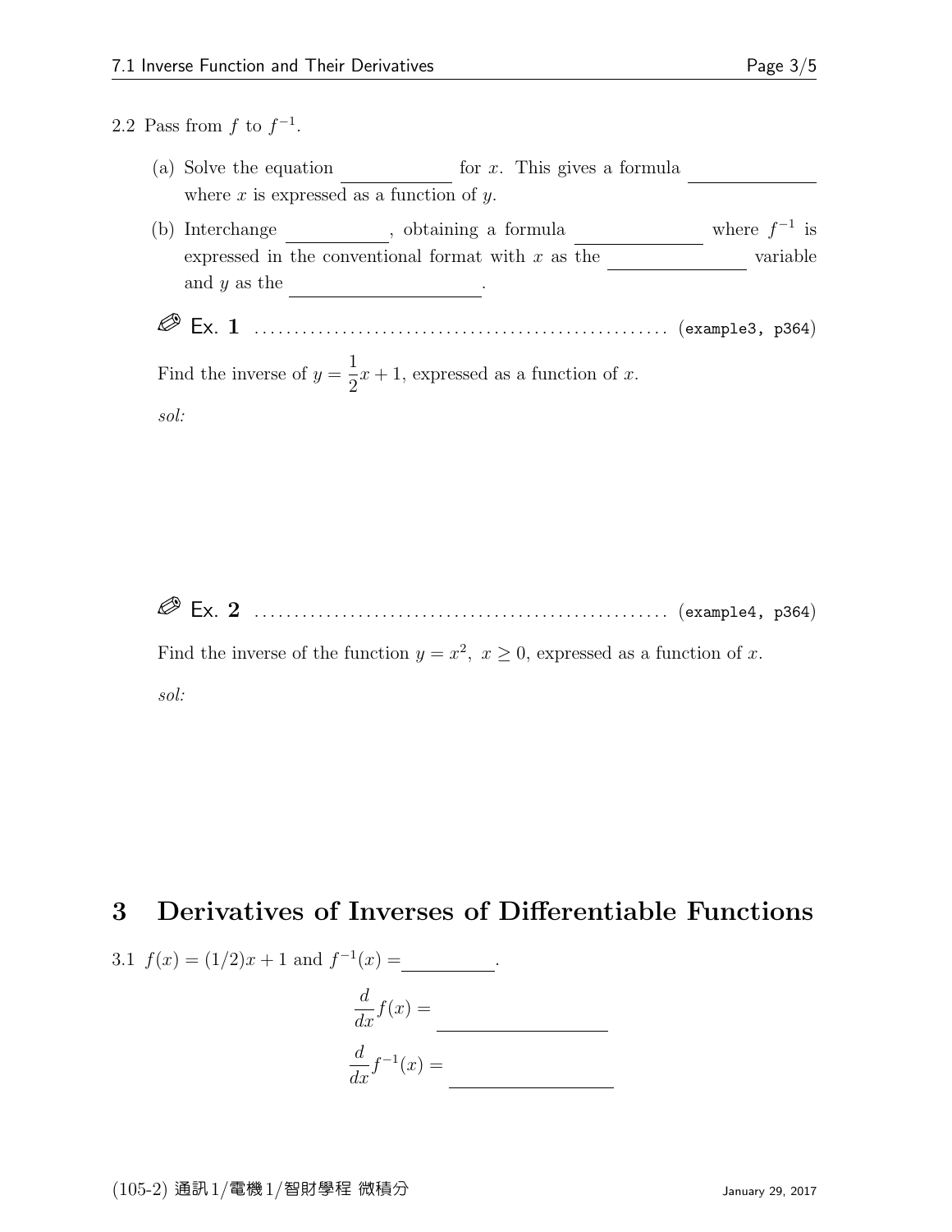2.2 Pass from $f$ to $f^{-1}$.

(a) Solve the equation ____________ for $x$. This gives a formula ______________ where $x$ is expressed as a function of $y$.

(b) Interchange ___________, obtaining a formula ______________ where $f^{-1}$ is expressed in the conventional format with $x$ as the ______________ variable and $y$ as the ____________________.

**Ex. 1** ................................................... (example3, p364)

Find the inverse of $y = \frac{1}{2}x + 1$, expressed as a function of $x$.

*sol:*

**Ex. 2** ................................................... (example4, p364)

Find the inverse of the function $y = x^2,\ x \geq 0$, expressed as a function of $x$.

*sol:*

# 3 Derivatives of Inverses of Differentiable Functions

3.1 $f(x) = (1/2)x + 1$ and $f^{-1}(x) =$ __________.

$$\frac{d}{dx}f(x) = \underline{\hspace{4cm}}$$

$$\frac{d}{dx}f^{-1}(x) = \underline{\hspace{4cm}}$$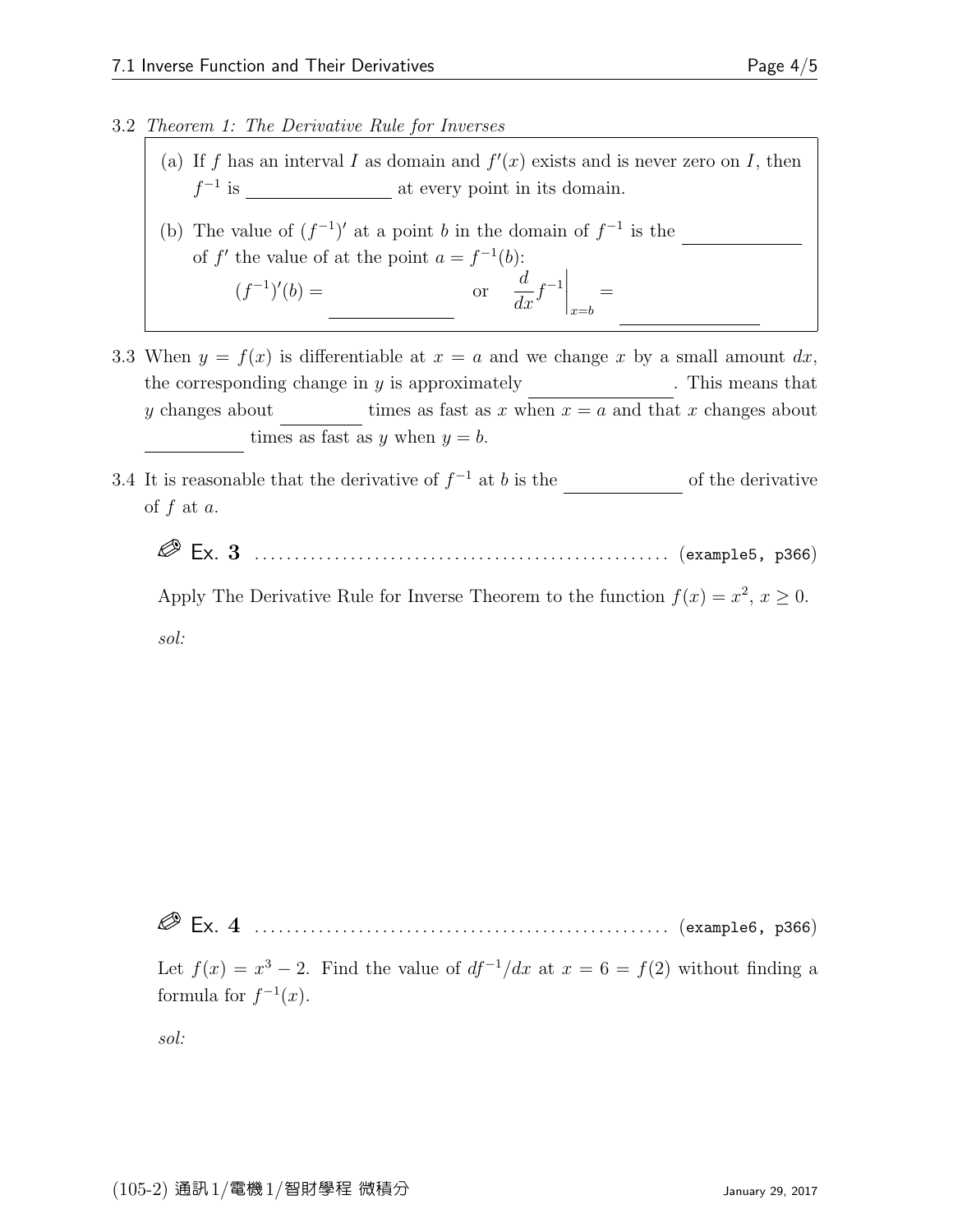3.2 *Theorem 1: The Derivative Rule for Inverses*

(a) If $f$ has an interval $I$ as domain and $f'(x)$ exists and is never zero on $I$, then $f^{-1}$ is \_\_\_\_\_\_\_\_\_\_\_\_\_\_\_\_ at every point in its domain.

(b) The value of $(f^{-1})'$ at a point $b$ in the domain of $f^{-1}$ is the \_\_\_\_\_\_\_\_\_\_\_\_\_\_ of $f'$ the value of at the point $a = f^{-1}(b)$:

$$(f^{-1})'(b) = \_\_\_\_\_\_\_\_\_\_\_\_\_\_ \quad \text{or} \quad \left.\frac{d}{dx}f^{-1}\right|_{x=b} = \_\_\_\_\_\_\_\_\_\_\_\_\_\_\_\_$$

3.3 When $y = f(x)$ is differentiable at $x = a$ and we change $x$ by a small amount $dx$, the corresponding change in $y$ is approximately \_\_\_\_\_\_\_\_\_\_\_\_\_\_\_\_. This means that $y$ changes about \_\_\_\_\_\_\_\_\_\_ times as fast as $x$ when $x = a$ and that $x$ changes about \_\_\_\_\_\_\_\_\_\_\_\_ times as fast as $y$ when $y = b$.

3.4 It is reasonable that the derivative of $f^{-1}$ at $b$ is the \_\_\_\_\_\_\_\_\_\_\_\_\_\_ of the derivative of $f$ at $a$.

**Ex. 3** ............................................ (example5, p366)

Apply The Derivative Rule for Inverse Theorem to the function $f(x) = x^2$, $x \geq 0$.

*sol:*

**Ex. 4** ............................................ (example6, p366)

Let $f(x) = x^3 - 2$. Find the value of $df^{-1}/dx$ at $x = 6 = f(2)$ without finding a formula for $f^{-1}(x)$.

*sol:*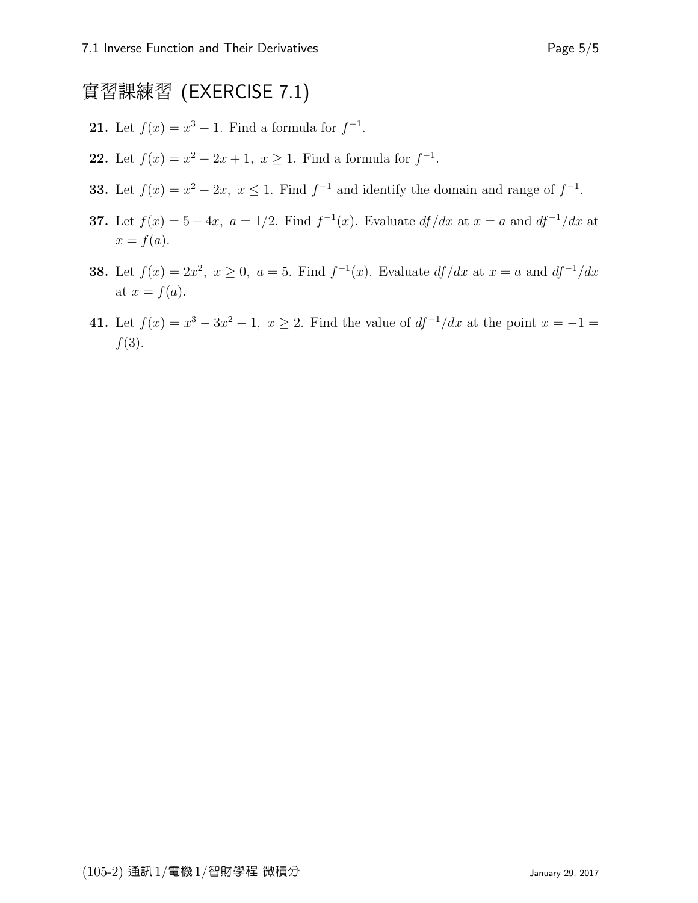# 實習課練習 (EXERCISE 7.1)

**21.** Let $f(x) = x^3 - 1$. Find a formula for $f^{-1}$.

**22.** Let $f(x) = x^2 - 2x + 1,\ x \geq 1$. Find a formula for $f^{-1}$.

**33.** Let $f(x) = x^2 - 2x,\ x \leq 1$. Find $f^{-1}$ and identify the domain and range of $f^{-1}$.

**37.** Let $f(x) = 5 - 4x,\ a = 1/2$. Find $f^{-1}(x)$. Evaluate $df/dx$ at $x = a$ and $df^{-1}/dx$ at $x = f(a)$.

**38.** Let $f(x) = 2x^2,\ x \geq 0,\ a = 5$. Find $f^{-1}(x)$. Evaluate $df/dx$ at $x = a$ and $df^{-1}/dx$ at $x = f(a)$.

**41.** Let $f(x) = x^3 - 3x^2 - 1,\ x \geq 2$. Find the value of $df^{-1}/dx$ at the point $x = -1 = f(3)$.